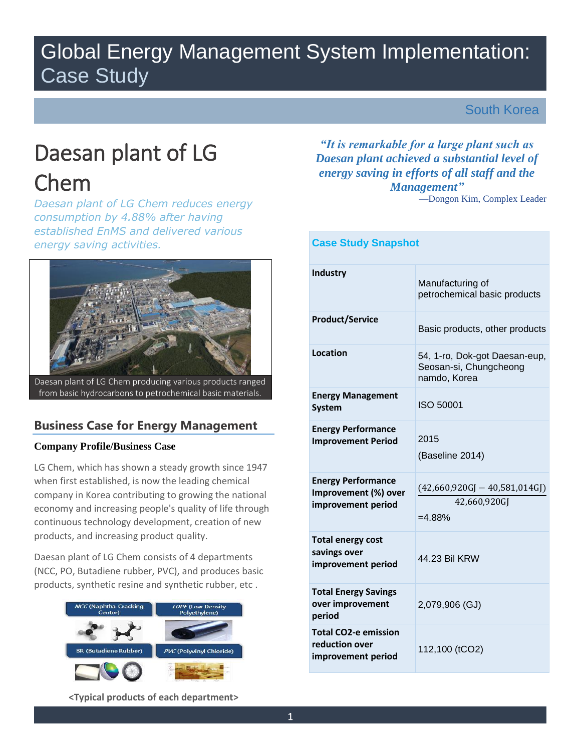# Global Energy Management System Implementation: Case Study

South Korea

# Daesan plant of LG Chem

*Daesan plant of LG Chem reduces energy consumption by 4.88% after having established EnMS and delivered various energy saving activities.*

Daesan plant of LG Chem producing various products ranged from basic hydrocarbons to petrochemical basic materials.

***"It is remarkable for a large plant such as Daesan plant achieved a substantial level of energy saving in efforts of all staff and the Management"***

—Dongon Kim, Complex Leader

## Business Case for Energy Management

### Company Profile/Business Case

LG Chem, which has shown a steady growth since 1947 when first established, is now the leading chemical company in Korea contributing to growing the national economy and increasing people's quality of life through continuous technology development, creation of new products, and increasing product quality.

Daesan plant of LG Chem consists of 4 departments (NCC, PO, Butadiene rubber, PVC), and produces basic products, synthetic resine and synthetic rubber, etc .

NCC (Naphtha Cracking Center) | LDPE (Low Density Polyethylene) | BR (Butadiene Rubber) | PVC (Polyvinyl Chloride)

<Typical products of each department>

### Case Study Snapshot

| | |
|---|---|
| **Industry** | Manufacturing of petrochemical basic products |
| **Product/Service** | Basic products, other products |
| **Location** | 54, 1-ro, Dok-got Daesan-eup, Seosan-si, Chungcheong namdo, Korea |
| **Energy Management System** | ISO 50001 |
| **Energy Performance Improvement Period** | 2015 (Baseline 2014) |
| **Energy Performance Improvement (%) over improvement period** | $\frac{(42{,}660{,}920\text{GJ} - 40{,}581{,}014\text{GJ})}{42{,}660{,}920\text{GJ}}$ =4.88% |
| **Total energy cost savings over improvement period** | 44.23 Bil KRW |
| **Total Energy Savings over improvement period** | 2,079,906 (GJ) |
| **Total CO2-e emission reduction over improvement period** | 112,100 (tCO2) |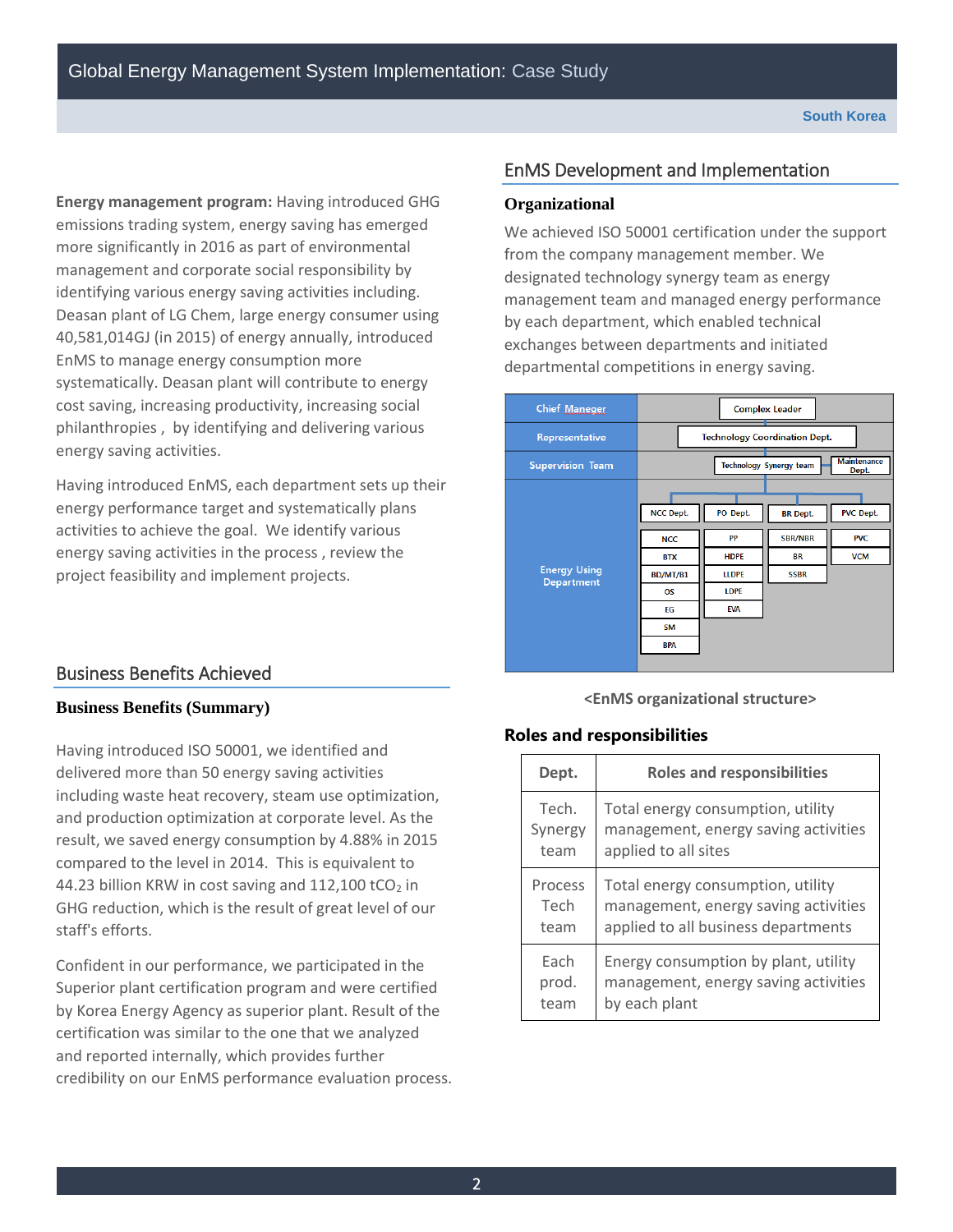**Energy management program:** Having introduced GHG emissions trading system, energy saving has emerged more significantly in 2016 as part of environmental management and corporate social responsibility by identifying various energy saving activities including. Deasan plant of LG Chem, large energy consumer using 40,581,014GJ (in 2015) of energy annually, introduced EnMS to manage energy consumption more systematically. Deasan plant will contribute to energy cost saving, increasing productivity, increasing social philanthropies , by identifying and delivering various energy saving activities.

Having introduced EnMS, each department sets up their energy performance target and systematically plans activities to achieve the goal. We identify various energy saving activities in the process , review the project feasibility and implement projects.

## Business Benefits Achieved

### Business Benefits (Summary)

Having introduced ISO 50001, we identified and delivered more than 50 energy saving activities including waste heat recovery, steam use optimization, and production optimization at corporate level. As the result, we saved energy consumption by 4.88% in 2015 compared to the level in 2014. This is equivalent to 44.23 billion KRW in cost saving and 112,100 $tCO_2$ in GHG reduction, which is the result of great level of our staff's efforts.

Confident in our performance, we participated in the Superior plant certification program and were certified by Korea Energy Agency as superior plant. Result of the certification was similar to the one that we analyzed and reported internally, which provides further credibility on our EnMS performance evaluation process.

## EnMS Development and Implementation

### Organizational

We achieved ISO 50001 certification under the support from the company management member. We designated technology synergy team as energy management team and managed energy performance by each department, which enabled technical exchanges between departments and initiated departmental competitions in energy saving.

| Level | Organization |
|---|---|
| Chief Manager | Complex Leader |
| Representative | Technology Coordination Dept. |
| Supervision Team | Technology Synergy team; Maintenance Dept. |
| Energy Using Department | NCC Dept.: NCC, BTX, BD/MT/B1, OS, EG, SM, BPA |
| | PO Dept.: PP, HDPE, LLDPE, LDPE, EVA |
| | BR Dept.: SBR/NBR, BR, SSBR |
| | PVC Dept.: PVC, VCM |

**<EnMS organizational structure>**

### Roles and responsibilities

| Dept. | Roles and responsibilities |
|---|---|
| Tech. Synergy team | Total energy consumption, utility management, energy saving activities applied to all sites |
| Process Tech team | Total energy consumption, utility management, energy saving activities applied to all business departments |
| Each prod. team | Energy consumption by plant, utility management, energy saving activities by each plant |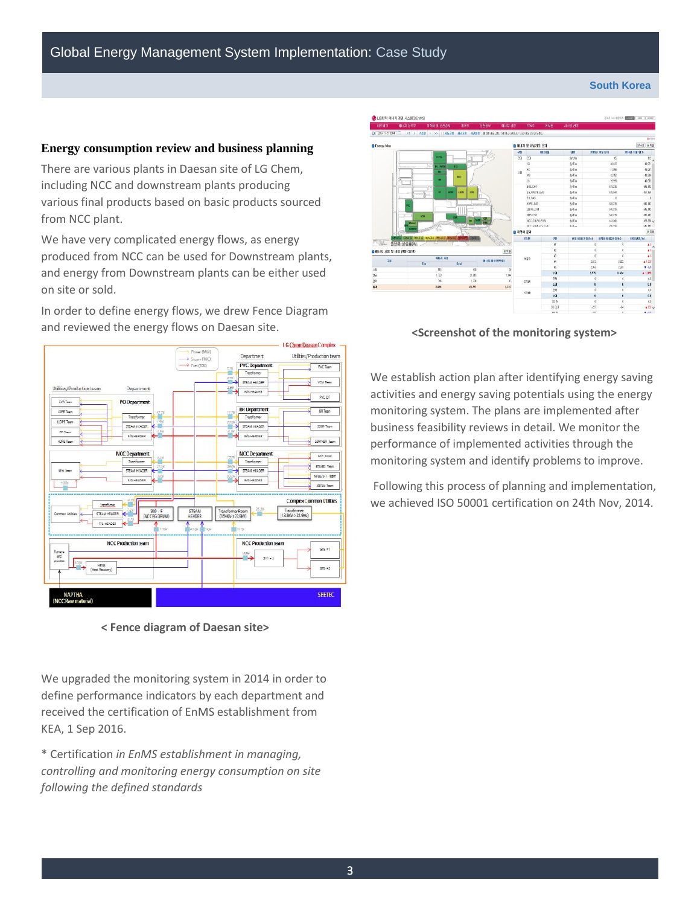## Energy consumption review and business planning

There are various plants in Daesan site of LG Chem, including NCC and downstream plants producing various final products based on basic products sourced from NCC plant.

We have very complicated energy flows, as energy produced from NCC can be used for Downstream plants, and energy from Downstream plants can be either used on site or sold.

In order to define energy flows, we drew Fence Diagram and reviewed the energy flows on Daesan site.

< Fence diagram of Daesan site>

We upgraded the monitoring system in 2014 in order to define performance indicators by each department and received the certification of EnMS establishment from KEA, 1 Sep 2016.

\* Certification *in EnMS establishment in managing, controlling and monitoring energy consumption on site following the defined standards*

<Screenshot of the monitoring system>

We establish action plan after identifying energy saving activities and energy saving potentials using the energy monitoring system. The plans are implemented after business feasibility reviews in detail. We monitor the performance of implemented activities through the monitoring system and identify problems to improve.

Following this process of planning and implementation, we achieved ISO 50001 certification on 24th Nov, 2014.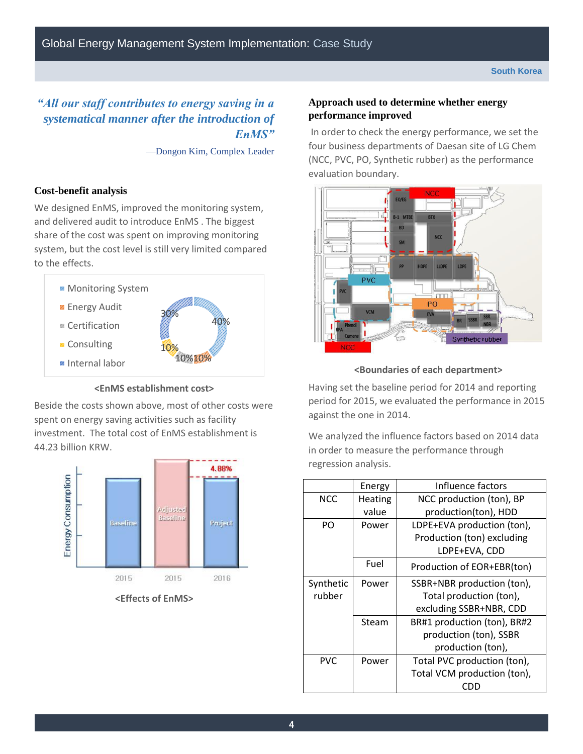*"All our staff contributes to energy saving in a systematical manner after the introduction of EnMS"*

—Dongon Kim, Complex Leader

### Cost-benefit analysis

We designed EnMS, improved the monitoring system, and delivered audit to introduce EnMS . The biggest share of the cost was spent on improving monitoring system, but the cost level is still very limited compared to the effects.

<EnMS establishment cost>

Beside the costs shown above, most of other costs were spent on energy saving activities such as facility investment. The total cost of EnMS establishment is 44.23 billion KRW.

<Effects of EnMS>

### Approach used to determine whether energy performance improved

In order to check the energy performance, we set the four business departments of Daesan site of LG Chem (NCC, PVC, PO, Synthetic rubber) as the performance evaluation boundary.

<Boundaries of each department>

Having set the baseline period for 2014 and reporting period for 2015, we evaluated the performance in 2015 against the one in 2014.

We analyzed the influence factors based on 2014 data in order to measure the performance through regression analysis.

| | Energy | Influence factors |
|---|---|---|
| NCC | Heating value | NCC production (ton), BP production(ton), HDD |
| PO | Power | LDPE+EVA production (ton), Production (ton) excluding LDPE+EVA, CDD |
| | Fuel | Production of EOR+EBR(ton) |
| Synthetic rubber | Power | SSBR+NBR production (ton), Total production (ton), excluding SSBR+NBR, CDD |
| | Steam | BR#1 production (ton), BR#2 production (ton), SSBR production (ton), |
| PVC | Power | Total PVC production (ton), Total VCM production (ton), CDD |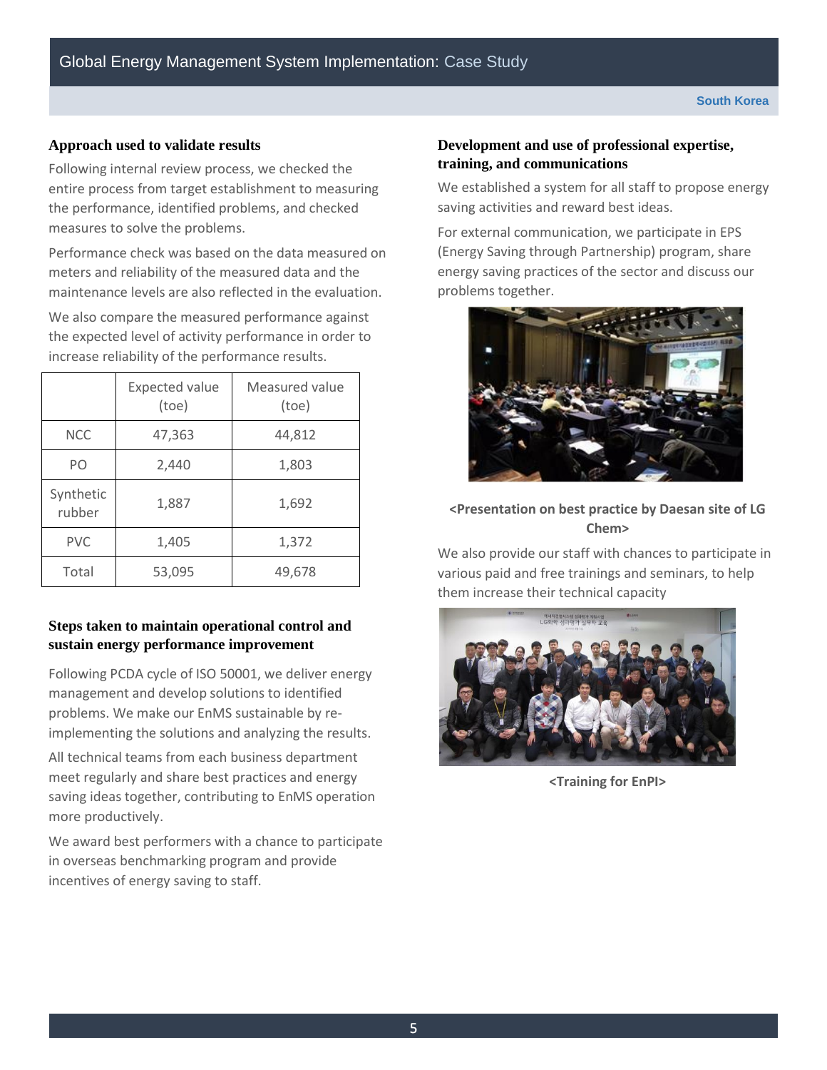### Approach used to validate results

Following internal review process, we checked the entire process from target establishment to measuring the performance, identified problems, and checked measures to solve the problems.

Performance check was based on the data measured on meters and reliability of the measured data and the maintenance levels are also reflected in the evaluation.

We also compare the measured performance against the expected level of activity performance in order to increase reliability of the performance results.

| | Expected value (toe) | Measured value (toe) |
|---|---|---|
| NCC | 47,363 | 44,812 |
| PO | 2,440 | 1,803 |
| Synthetic rubber | 1,887 | 1,692 |
| PVC | 1,405 | 1,372 |
| Total | 53,095 | 49,678 |

### Steps taken to maintain operational control and sustain energy performance improvement

Following PCDA cycle of ISO 50001, we deliver energy management and develop solutions to identified problems. We make our EnMS sustainable by re-implementing the solutions and analyzing the results.

All technical teams from each business department meet regularly and share best practices and energy saving ideas together, contributing to EnMS operation more productively.

We award best performers with a chance to participate in overseas benchmarking program and provide incentives of energy saving to staff.

### Development and use of professional expertise, training, and communications

We established a system for all staff to propose energy saving activities and reward best ideas.

For external communication, we participate in EPS (Energy Saving through Partnership) program, share energy saving practices of the sector and discuss our problems together.

**<Presentation on best practice by Daesan site of LG Chem>**

We also provide our staff with chances to participate in various paid and free trainings and seminars, to help them increase their technical capacity

**<Training for EnPI>**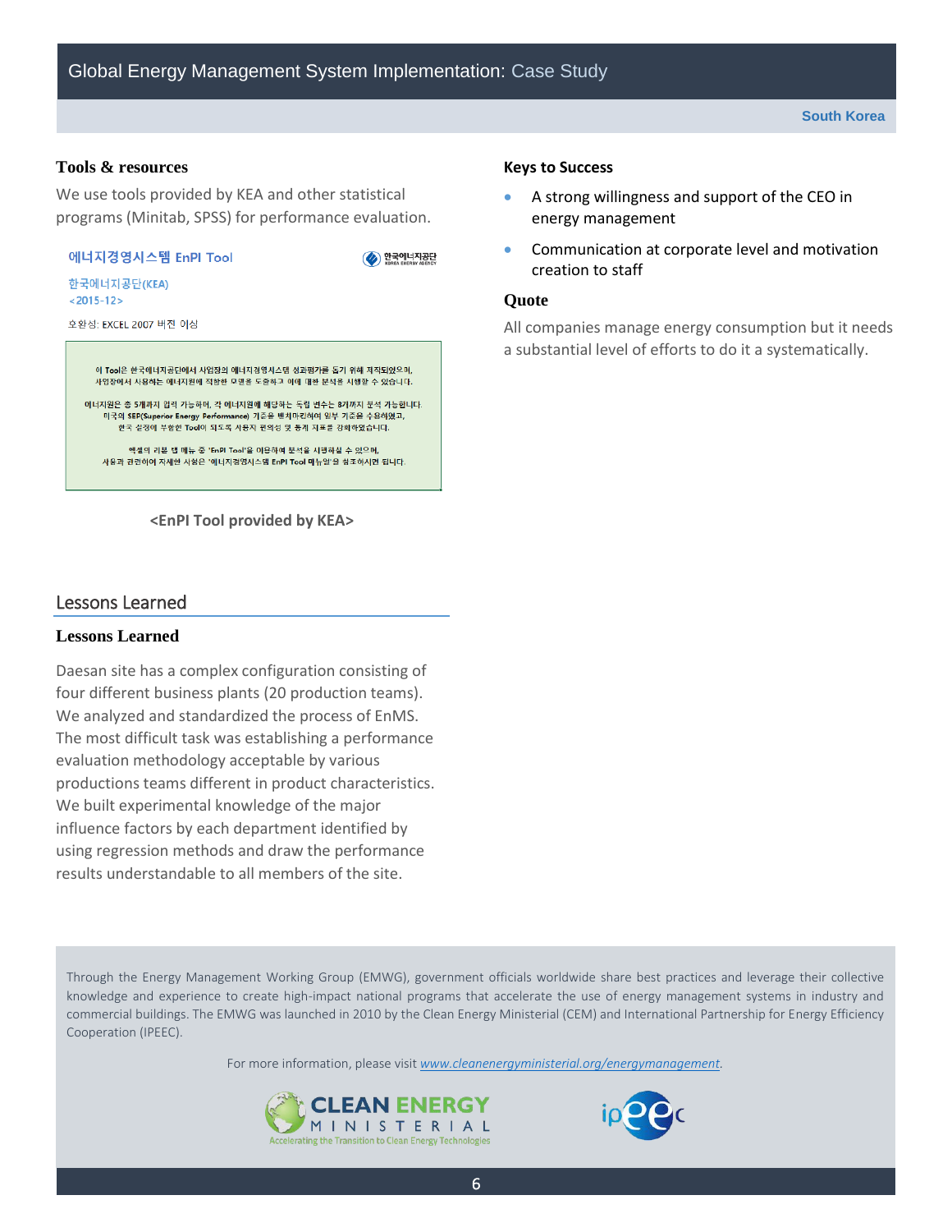### Tools & resources

We use tools provided by KEA and other statistical programs (Minitab, SPSS) for performance evaluation.

에너지경영시스템 EnPI Tool

한국에너지공단(KEA)
<2015-12>

호환성: EXCEL 2007 버전 이상

이 Tool은 한국에너지공단에서 사업장의 에너지경영시스템 성과평가를 돕기 위해 제작되었으며,
사업장에서 사용하는 에너지원에 적합한 모델을 도출하고 이에 대한 분석을 시행할 수 있습니다.

에너지원은 총 5개까지 입력 가능하며, 각 에너지원에 해당하는 독립 변수는 8개까지 분석 가능합니다.
미국의 SEP(Superior Energy Performance) 기준을 벤치마킹하여 일부 기준을 수용하였고,
한국 실정에 부합한 Tool이 되도록 사용자 편의성 및 통계 지표를 강화하였습니다.

엑셀의 리본 탭 메뉴 중 'EnPI Tool'을 이용하여 분석을 시행하실 수 있으며,
사용과 관련하여 자세한 사항은 '에너지경영시스템 EnPI Tool 매뉴얼'을 참조하시면 됩니다.

**<EnPI Tool provided by KEA>**

## Lessons Learned

### Lessons Learned

Daesan site has a complex configuration consisting of four different business plants (20 production teams). We analyzed and standardized the process of EnMS. The most difficult task was establishing a performance evaluation methodology acceptable by various productions teams different in product characteristics. We built experimental knowledge of the major influence factors by each department identified by using regression methods and draw the performance results understandable to all members of the site.

### Keys to Success

- A strong willingness and support of the CEO in energy management
- Communication at corporate level and motivation creation to staff

### Quote

All companies manage energy consumption but it needs a substantial level of efforts to do it a systematically.

Through the Energy Management Working Group (EMWG), government officials worldwide share best practices and leverage their collective knowledge and experience to create high-impact national programs that accelerate the use of energy management systems in industry and commercial buildings. The EMWG was launched in 2010 by the Clean Energy Ministerial (CEM) and International Partnership for Energy Efficiency Cooperation (IPEEC).

For more information, please visit *www.cleanenergyministerial.org/energymanagement*.

CLEAN ENERGY MINISTERIAL
Accelerating the Transition to Clean Energy Technologies

ipeec